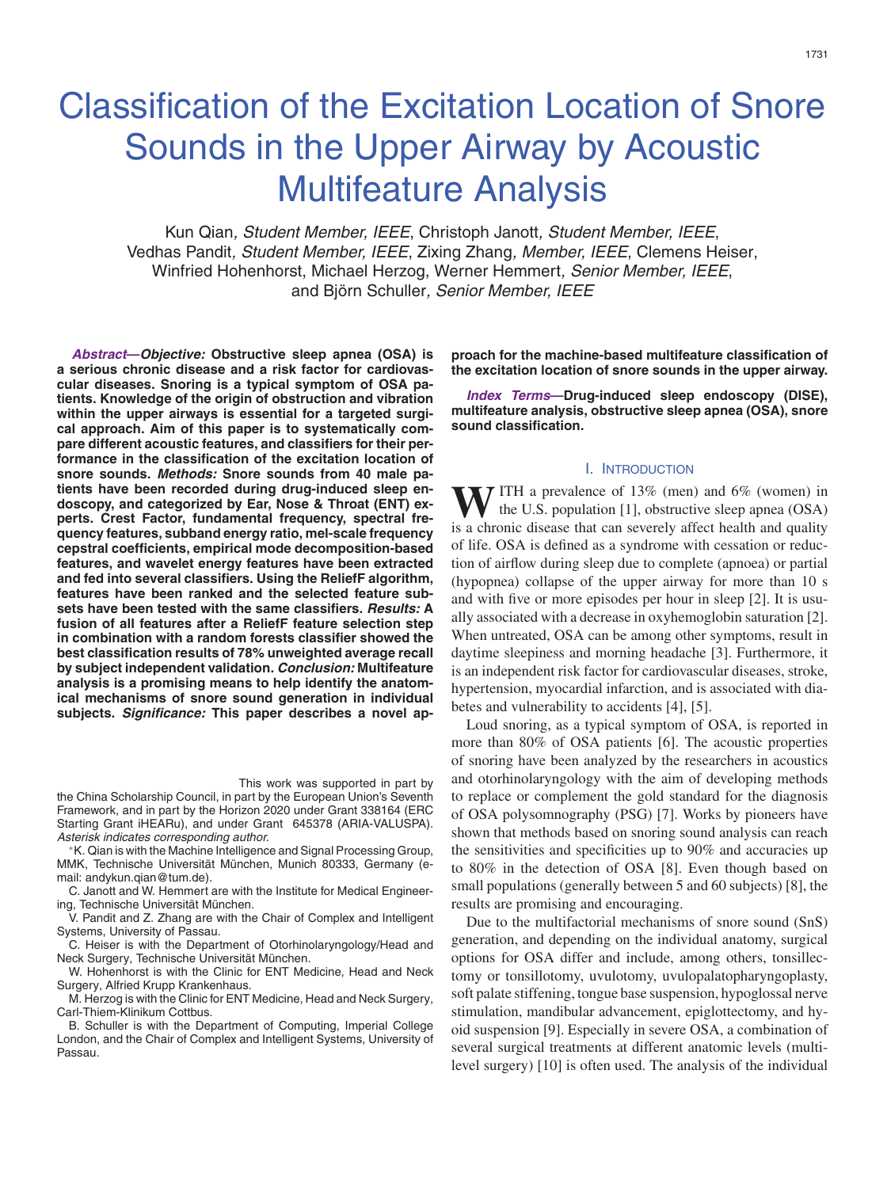# Classification of the Excitation Location of Snore Sounds in the Upper Airway by Acoustic Multifeature Analysis

Kun Qian, *Student Member, IEEE*, Christoph Janott, *Student Member, IEEE*, Vedhas Pandit, *Student Member, IEEE*, Zixing Zhang, *Member, IEEE*, Clemens Heiser, Winfried Hohenhorst, Michael Herzog, Werner Hemmert, *Senior Member, IEEE*, and Björn Schuller, *Senior Member, IEEE*

***Abstract*—*Objective:*** **Obstructive sleep apnea (OSA) is a serious chronic disease and a risk factor for cardiovascular diseases. Snoring is a typical symptom of OSA patients. Knowledge of the origin of obstruction and vibration within the upper airways is essential for a targeted surgical approach. Aim of this paper is to systematically compare different acoustic features, and classifiers for their performance in the classification of the excitation location of snore sounds. *Methods:* Snore sounds from 40 male patients have been recorded during drug-induced sleep endoscopy, and categorized by Ear, Nose & Throat (ENT) experts. Crest Factor, fundamental frequency, spectral frequency features, subband energy ratio, mel-scale frequency cepstral coefficients, empirical mode decomposition-based features, and wavelet energy features have been extracted and fed into several classifiers. Using the ReliefF algorithm, features have been ranked and the selected feature subsets have been tested with the same classifiers. *Results:* A fusion of all features after a ReliefF feature selection step in combination with a random forests classifier showed the best classification results of 78% unweighted average recall by subject independent validation. *Conclusion:* Multifeature analysis is a promising means to help identify the anatomical mechanisms of snore sound generation in individual subjects. *Significance:* This paper describes a novel approach for the machine-based multifeature classification of the excitation location of snore sounds in the upper airway.**

***Index Terms*—Drug-induced sleep endoscopy (DISE), multifeature analysis, obstructive sleep apnea (OSA), snore sound classification.**

This work was supported in part by the China Scholarship Council, in part by the European Union's Seventh Framework, and in part by the Horizon 2020 under Grant 338164 (ERC Starting Grant iHEARu), and under Grant 645378 (ARIA-VALUSPA). *Asterisk indicates corresponding author.*

*K. Qian is with the Machine Intelligence and Signal Processing Group, MMK, Technische Universität München, Munich 80333, Germany (e-mail: andykun.qian@tum.de).

C. Janott and W. Hemmert are with the Institute for Medical Engineering, Technische Universität München.

V. Pandit and Z. Zhang are with the Chair of Complex and Intelligent Systems, University of Passau.

C. Heiser is with the Department of Otorhinolaryngology/Head and Neck Surgery, Technische Universität München.

W. Hohenhorst is with the Clinic for ENT Medicine, Head and Neck Surgery, Alfried Krupp Krankenhaus.

M. Herzog is with the Clinic for ENT Medicine, Head and Neck Surgery, Carl-Thiem-Klinikum Cottbus.

B. Schuller is with the Department of Computing, Imperial College London, and the Chair of Complex and Intelligent Systems, University of Passau.

## I. Introduction

With a prevalence of 13% (men) and 6% (women) in the U.S. population [1], obstructive sleep apnea (OSA) is a chronic disease that can severely affect health and quality of life. OSA is defined as a syndrome with cessation or reduction of airflow during sleep due to complete (apnoea) or partial (hypopnea) collapse of the upper airway for more than 10 s and with five or more episodes per hour in sleep [2]. It is usually associated with a decrease in oxyhemoglobin saturation [2]. When untreated, OSA can be among other symptoms, result in daytime sleepiness and morning headache [3]. Furthermore, it is an independent risk factor for cardiovascular diseases, stroke, hypertension, myocardial infarction, and is associated with diabetes and vulnerability to accidents [4], [5].

Loud snoring, as a typical symptom of OSA, is reported in more than 80% of OSA patients [6]. The acoustic properties of snoring have been analyzed by the researchers in acoustics and otorhinolaryngology with the aim of developing methods to replace or complement the gold standard for the diagnosis of OSA polysomnography (PSG) [7]. Works by pioneers have shown that methods based on snoring sound analysis can reach the sensitivities and specificities up to 90% and accuracies up to 80% in the detection of OSA [8]. Even though based on small populations (generally between 5 and 60 subjects) [8], the results are promising and encouraging.

Due to the multifactorial mechanisms of snore sound (SnS) generation, and depending on the individual anatomy, surgical options for OSA differ and include, among others, tonsillectomy or tonsillotomy, uvulotomy, uvulopalatopharyngoplasty, soft palate stiffening, tongue base suspension, hypoglossal nerve stimulation, mandibular advancement, epiglottectomy, and hyoid suspension [9]. Especially in severe OSA, a combination of several surgical treatments at different anatomic levels (multi-level surgery) [10] is often used. The analysis of the individual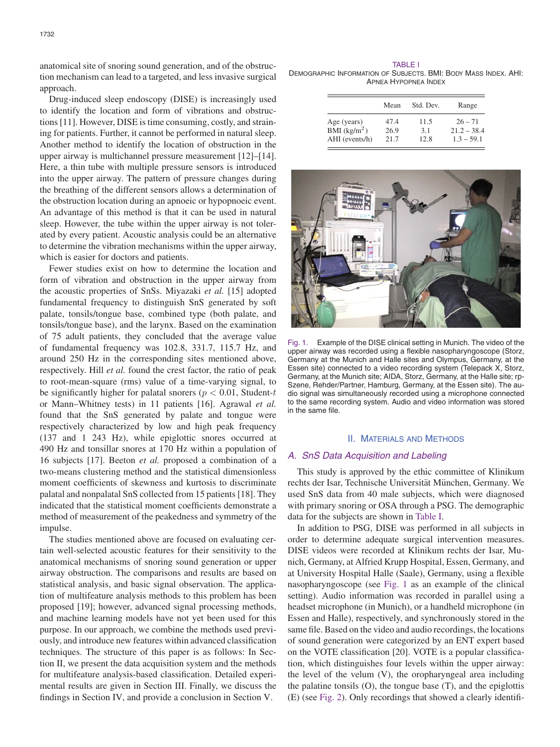anatomical site of snoring sound generation, and of the obstruction mechanism can lead to a targeted, and less invasive surgical approach.

Drug-induced sleep endoscopy (DISE) is increasingly used to identify the location and form of vibrations and obstructions [11]. However, DISE is time consuming, costly, and straining for patients. Further, it cannot be performed in natural sleep. Another method to identify the location of obstruction in the upper airway is multichannel pressure measurement [12]–[14]. Here, a thin tube with multiple pressure sensors is introduced into the upper airway. The pattern of pressure changes during the breathing of the different sensors allows a determination of the obstruction location during an apnoeic or hypopnoeic event. An advantage of this method is that it can be used in natural sleep. However, the tube within the upper airway is not tolerated by every patient. Acoustic analysis could be an alternative to determine the vibration mechanisms within the upper airway, which is easier for doctors and patients.

Fewer studies exist on how to determine the location and form of vibration and obstruction in the upper airway from the acoustic properties of SnSs. Miyazaki *et al.* [15] adopted fundamental frequency to distinguish SnS generated by soft palate, tonsils/tongue base, combined type (both palate, and tonsils/tongue base), and the larynx. Based on the examination of 75 adult patients, they concluded that the average value of fundamental frequency was 102.8, 331.7, 115.7 Hz, and around 250 Hz in the corresponding sites mentioned above, respectively. Hill *et al.* found the crest factor, the ratio of peak to root-mean-square (rms) value of a time-varying signal, to be significantly higher for palatal snorers ($p < 0.01$, Student-$t$ or Mann–Whitney tests) in 11 patients [16]. Agrawal *et al.* found that the SnS generated by palate and tongue were respectively characterized by low and high peak frequency (137 and 1 243 Hz), while epiglottic snores occurred at 490 Hz and tonsillar snores at 170 Hz within a population of 16 subjects [17]. Beeton *et al.* proposed a combination of a two-means clustering method and the statistical dimensionless moment coefficients of skewness and kurtosis to discriminate palatal and nonpalatal SnS collected from 15 patients [18]. They indicated that the statistical moment coefficients demonstrate a method of measurement of the peakedness and symmetry of the impulse.

The studies mentioned above are focused on evaluating certain well-selected acoustic features for their sensitivity to the anatomical mechanisms of snoring sound generation or upper airway obstruction. The comparisons and results are based on statistical analysis, and basic signal observation. The application of multifeature analysis methods to this problem has been proposed [19]; however, advanced signal processing methods, and machine learning models have not yet been used for this purpose. In our approach, we combine the methods used previously, and introduce new features within advanced classification techniques. The structure of this paper is as follows: In Section II, we present the data acquisition system and the methods for multifeature analysis-based classification. Detailed experimental results are given in Section III. Finally, we discuss the findings in Section IV, and provide a conclusion in Section V.

TABLE I
DEMOGRAPHIC INFORMATION OF SUBJECTS. BMI: BODY MASS INDEX. AHI: APNEA HYPOPNEA INDEX

| | Mean | Std. Dev. | Range |
|---|---|---|---|
| Age (years) | 47.4 | 11.5 | 26 – 71 |
| BMI (kg/m$^2$) | 26.9 | 3.1 | 21.2 – 38.4 |
| AHI (events/h) | 21.7 | 12.8 | 1.3 – 59.1 |

Fig. 1. Example of the DISE clinical setting in Munich. The video of the upper airway was recorded using a flexible nasopharyngoscope (Storz, Germany at the Munich and Halle sites and Olympus, Germany, at the Essen site) connected to a video recording system (Telepack X, Storz, Germany, at the Munich site; AIDA, Storz, Germany, at the Halle site; rp-Szene, Rehder/Partner, Hamburg, Germany, at the Essen site). The audio signal was simultaneously recorded using a microphone connected to the same recording system. Audio and video information was stored in the same file.

## II. MATERIALS AND METHODS

### A. SnS Data Acquisition and Labeling

This study is approved by the ethic committee of Klinikum rechts der Isar, Technische Universität München, Germany. We used SnS data from 40 male subjects, which were diagnosed with primary snoring or OSA through a PSG. The demographic data for the subjects are shown in Table I.

In addition to PSG, DISE was performed in all subjects in order to determine adequate surgical intervention measures. DISE videos were recorded at Klinikum rechts der Isar, Munich, Germany, at Alfried Krupp Hospital, Essen, Germany, and at University Hospital Halle (Saale), Germany, using a flexible nasopharyngoscope (see Fig. 1 as an example of the clinical setting). Audio information was recorded in parallel using a headset microphone (in Munich), or a handheld microphone (in Essen and Halle), respectively, and synchronously stored in the same file. Based on the video and audio recordings, the locations of sound generation were categorized by an ENT expert based on the VOTE classification [20]. VOTE is a popular classification, which distinguishes four levels within the upper airway: the level of the velum (V), the oropharyngeal area including the palatine tonsils (O), the tongue base (T), and the epiglottis (E) (see Fig. 2). Only recordings that showed a clearly identifi-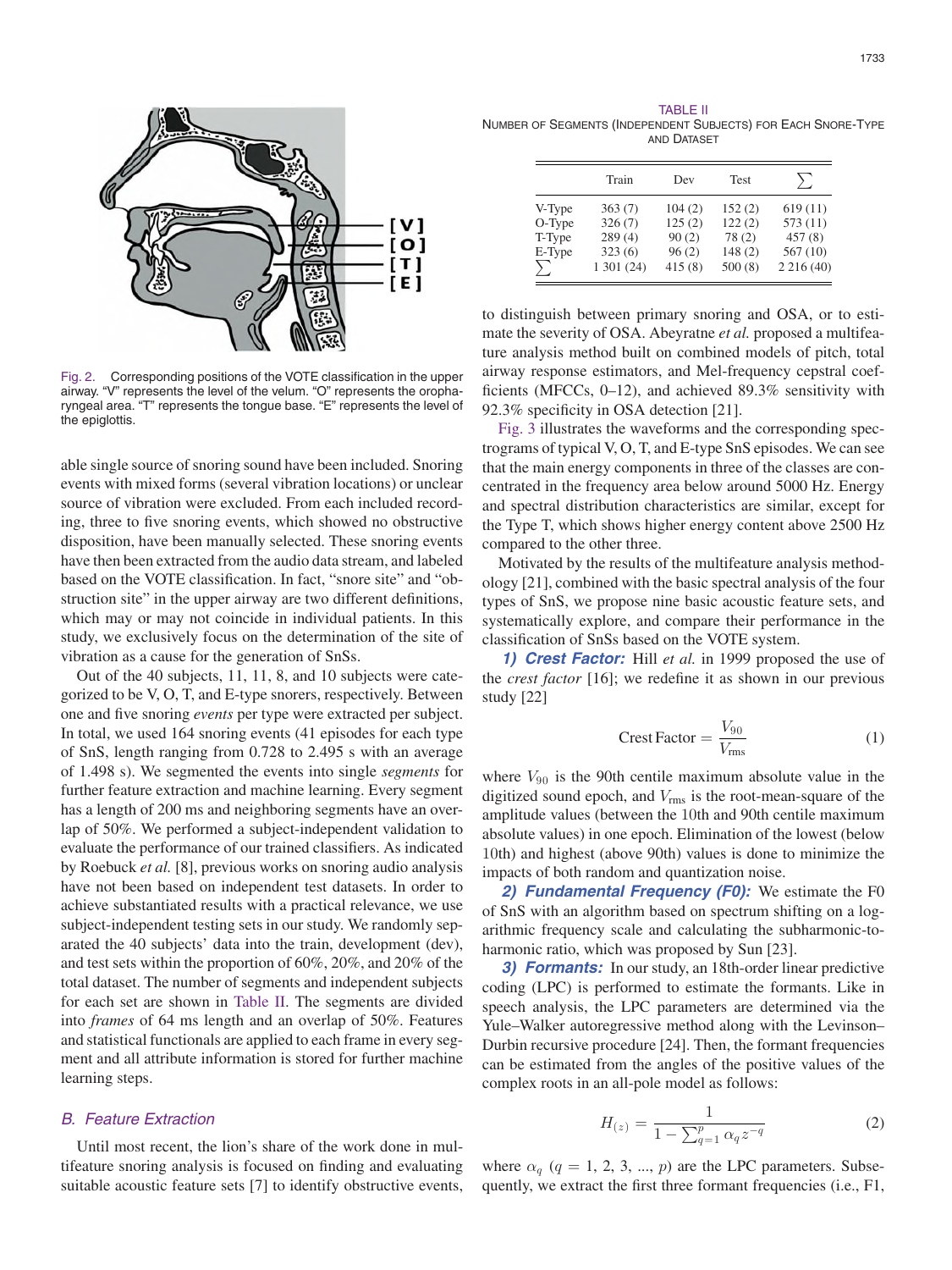Fig. 2. Corresponding positions of the VOTE classification in the upper airway. "V" represents the level of the velum. "O" represents the oropharyngeal area. "T" represents the tongue base. "E" represents the level of the epiglottis.

able single source of snoring sound have been included. Snoring events with mixed forms (several vibration locations) or unclear source of vibration were excluded. From each included recording, three to five snoring events, which showed no obstructive disposition, have been manually selected. These snoring events have then been extracted from the audio data stream, and labeled based on the VOTE classification. In fact, "snore site" and "obstruction site" in the upper airway are two different definitions, which may or may not coincide in individual patients. In this study, we exclusively focus on the determination of the site of vibration as a cause for the generation of SnSs.

Out of the 40 subjects, 11, 11, 8, and 10 subjects were categorized to be V, O, T, and E-type snorers, respectively. Between one and five snoring *events* per type were extracted per subject. In total, we used 164 snoring events (41 episodes for each type of SnS, length ranging from 0.728 to 2.495 s with an average of 1.498 s). We segmented the events into single *segments* for further feature extraction and machine learning. Every segment has a length of 200 ms and neighboring segments have an overlap of 50%. We performed a subject-independent validation to evaluate the performance of our trained classifiers. As indicated by Roebuck *et al.* [8], previous works on snoring audio analysis have not been based on independent test datasets. In order to achieve substantiated results with a practical relevance, we use subject-independent testing sets in our study. We randomly separated the 40 subjects' data into the train, development (dev), and test sets within the proportion of 60%, 20%, and 20% of the total dataset. The number of segments and independent subjects for each set are shown in Table II. The segments are divided into *frames* of 64 ms length and an overlap of 50%. Features and statistical functionals are applied to each frame in every segment and all attribute information is stored for further machine learning steps.

TABLE II
Number of Segments (Independent Subjects) for Each Snore-Type and Dataset

| | Train | Dev | Test | $\sum$ |
|---|---|---|---|---|
| V-Type | 363 (7) | 104 (2) | 152 (2) | 619 (11) |
| O-Type | 326 (7) | 125 (2) | 122 (2) | 573 (11) |
| T-Type | 289 (4) | 90 (2) | 78 (2) | 457 (8) |
| E-Type | 323 (6) | 96 (2) | 148 (2) | 567 (10) |
| $\sum$ | 1 301 (24) | 415 (8) | 500 (8) | 2 216 (40) |

### B. Feature Extraction

Until most recent, the lion's share of the work done in multifeature snoring analysis is focused on finding and evaluating suitable acoustic feature sets [7] to identify obstructive events, to distinguish between primary snoring and OSA, or to estimate the severity of OSA. Abeyratne *et al.* proposed a multifeature analysis method built on combined models of pitch, total airway response estimators, and Mel-frequency cepstral coefficients (MFCCs, 0–12), and achieved 89.3% sensitivity with 92.3% specificity in OSA detection [21].

Fig. 3 illustrates the waveforms and the corresponding spectrograms of typical V, O, T, and E-type SnS episodes. We can see that the main energy components in three of the classes are concentrated in the frequency area below around 5000 Hz. Energy and spectral distribution characteristics are similar, except for the Type T, which shows higher energy content above 2500 Hz compared to the other three.

Motivated by the results of the multifeature analysis methodology [21], combined with the basic spectral analysis of the four types of SnS, we propose nine basic acoustic feature sets, and systematically explore, and compare their performance in the classification of SnSs based on the VOTE system.

***1) Crest Factor:*** Hill *et al.* in 1999 proposed the use of the *crest factor* [16]; we redefine it as shown in our previous study [22]

$$\text{Crest Factor} = \frac{V_{90}}{V_{\text{rms}}} \tag{1}$$

where $V_{90}$ is the 90th centile maximum absolute value in the digitized sound epoch, and $V_{\text{rms}}$ is the root-mean-square of the amplitude values (between the 10th and 90th centile maximum absolute values) in one epoch. Elimination of the lowest (below 10th) and highest (above 90th) values is done to minimize the impacts of both random and quantization noise.

***2) Fundamental Frequency (F0):*** We estimate the F0 of SnS with an algorithm based on spectrum shifting on a logarithmic frequency scale and calculating the subharmonic-to-harmonic ratio, which was proposed by Sun [23].

***3) Formants:*** In our study, an 18th-order linear predictive coding (LPC) is performed to estimate the formants. Like in speech analysis, the LPC parameters are determined via the Yule–Walker autoregressive method along with the Levinson–Durbin recursive procedure [24]. Then, the formant frequencies can be estimated from the angles of the positive values of the complex roots in an all-pole model as follows:

$$H_{(z)} = \frac{1}{1 - \sum_{q=1}^{p} \alpha_q z^{-q}} \tag{2}$$

where $\alpha_q$ ($q = 1, 2, 3, ..., p$) are the LPC parameters. Subsequently, we extract the first three formant frequencies (i.e., F1,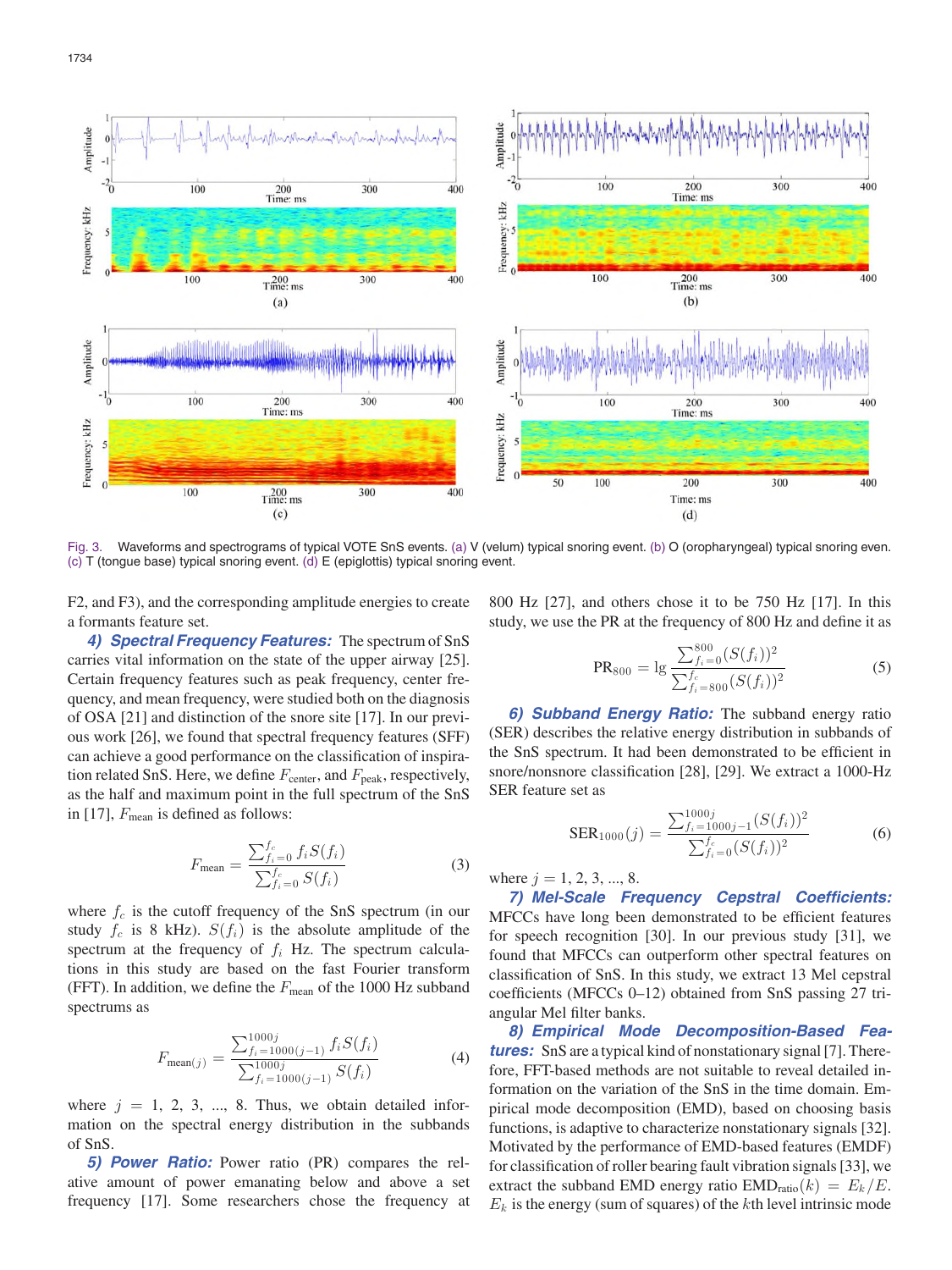Fig. 3. Waveforms and spectrograms of typical VOTE SnS events. (a) V (velum) typical snoring event. (b) O (oropharyngeal) typical snoring even. (c) T (tongue base) typical snoring event. (d) E (epiglottis) typical snoring event.

F2, and F3), and the corresponding amplitude energies to create a formants feature set.

*4) Spectral Frequency Features:* The spectrum of SnS carries vital information on the state of the upper airway [25]. Certain frequency features such as peak frequency, center frequency, and mean frequency, were studied both on the diagnosis of OSA [21] and distinction of the snore site [17]. In our previous work [26], we found that spectral frequency features (SFF) can achieve a good performance on the classification of inspiration related SnS. Here, we define $F_{\text{center}}$, and $F_{\text{peak}}$, respectively, as the half and maximum point in the full spectrum of the SnS in [17], $F_{\text{mean}}$ is defined as follows:

$$F_{\text{mean}} = \frac{\sum_{f_i=0}^{f_c} f_i S(f_i)}{\sum_{f_i=0}^{f_c} S(f_i)} \tag{3}$$

where $f_c$ is the cutoff frequency of the SnS spectrum (in our study $f_c$ is 8 kHz). $S(f_i)$ is the absolute amplitude of the spectrum at the frequency of $f_i$ Hz. The spectrum calculations in this study are based on the fast Fourier transform (FFT). In addition, we define the $F_{\text{mean}}$ of the 1000 Hz subband spectrums as

$$F_{\text{mean}(j)} = \frac{\sum_{f_i=1000(j-1)}^{1000j} f_i S(f_i)}{\sum_{f_i=1000(j-1)}^{1000j} S(f_i)} \tag{4}$$

where $j = 1, 2, 3, ..., 8$. Thus, we obtain detailed information on the spectral energy distribution in the subbands of SnS.

*5) Power Ratio:* Power ratio (PR) compares the relative amount of power emanating below and above a set frequency [17]. Some researchers chose the frequency at 800 Hz [27], and others chose it to be 750 Hz [17]. In this study, we use the PR at the frequency of 800 Hz and define it as

$$\text{PR}_{800} = \lg \frac{\sum_{f_i=0}^{800} (S(f_i))^2}{\sum_{f_i=800}^{f_c} (S(f_i))^2} \tag{5}$$

*6) Subband Energy Ratio:* The subband energy ratio (SER) describes the relative energy distribution in subbands of the SnS spectrum. It had been demonstrated to be efficient in snore/nonsnore classification [28], [29]. We extract a 1000-Hz SER feature set as

$$\text{SER}_{1000}(j) = \frac{\sum_{f_i=1000j-1}^{1000j} (S(f_i))^2}{\sum_{f_i=0}^{f_c} (S(f_i))^2} \tag{6}$$

where $j = 1, 2, 3, ..., 8$.

*7) Mel-Scale Frequency Cepstral Coefficients:* MFCCs have long been demonstrated to be efficient features for speech recognition [30]. In our previous study [31], we found that MFCCs can outperform other spectral features on classification of SnS. In this study, we extract 13 Mel cepstral coefficients (MFCCs 0–12) obtained from SnS passing 27 triangular Mel filter banks.

*8) Empirical Mode Decomposition-Based Features:* SnS are a typical kind of nonstationary signal [7]. Therefore, FFT-based methods are not suitable to reveal detailed information on the variation of the SnS in the time domain. Empirical mode decomposition (EMD), based on choosing basis functions, is adaptive to characterize nonstationary signals [32]. Motivated by the performance of EMD-based features (EMDF) for classification of roller bearing fault vibration signals [33], we extract the subband EMD energy ratio $\text{EMD}_{\text{ratio}}(k) = E_k/E$. $E_k$ is the energy (sum of squares) of the $k$th level intrinsic mode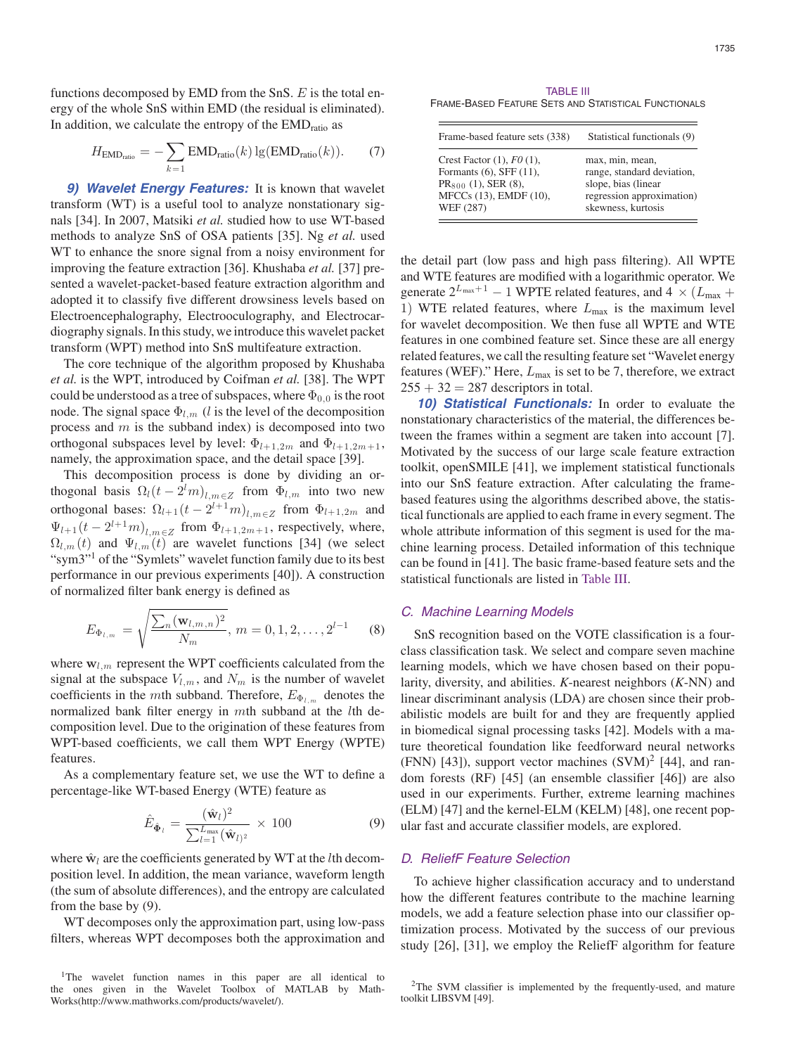functions decomposed by EMD from the SnS. $E$ is the total energy of the whole SnS within EMD (the residual is eliminated). In addition, we calculate the entropy of the $\text{EMD}_{\text{ratio}}$ as

$$H_{\text{EMD}_{\text{ratio}}} = -\sum_{k=1} \text{EMD}_{\text{ratio}}(k) \lg(\text{EMD}_{\text{ratio}}(k)). \qquad (7)$$

*9) Wavelet Energy Features:* It is known that wavelet transform (WT) is a useful tool to analyze nonstationary signals [34]. In 2007, Matsiki *et al.* studied how to use WT-based methods to analyze SnS of OSA patients [35]. Ng *et al.* used WT to enhance the snore signal from a noisy environment for improving the feature extraction [36]. Khushaba *et al.* [37] presented a wavelet-packet-based feature extraction algorithm and adopted it to classify five different drowsiness levels based on Electroencephalography, Electrooculography, and Electrocardiography signals. In this study, we introduce this wavelet packet transform (WPT) method into SnS multifeature extraction.

The core technique of the algorithm proposed by Khushaba *et al.* is the WPT, introduced by Coifman *et al.* [38]. The WPT could be understood as a tree of subspaces, where $\Phi_{0,0}$ is the root node. The signal space $\Phi_{l,m}$ ($l$ is the level of the decomposition process and $m$ is the subband index) is decomposed into two orthogonal subspaces level by level: $\Phi_{l+1,2m}$ and $\Phi_{l+1,2m+1}$, namely, the approximation space, and the detail space [39].

This decomposition process is done by dividing an orthogonal basis $\Omega_l(t - 2^l m)_{l,m \in Z}$ from $\Phi_{l,m}$ into two new orthogonal bases: $\Omega_{l+1}(t - 2^{l+1} m)_{l,m \in Z}$ from $\Phi_{l+1,2m}$ and $\Psi_{l+1}(t - 2^{l+1} m)_{l,m \in Z}$ from $\Phi_{l+1,2m+1}$, respectively, where, $\Omega_{l,m}(t)$ and $\Psi_{l,m}(t)$ are wavelet functions [34] (we select "sym3"[1] of the "Symlets" wavelet function family due to its best performance in our previous experiments [40]). A construction of normalized filter bank energy is defined as

$$E_{\Phi_{l,m}} = \sqrt{\frac{\sum_n (\mathbf{w}_{l,m,n})^2}{N_m}},\ m = 0, 1, 2, \ldots, 2^{l-1} \qquad (8)$$

where $\mathbf{w}_{l,m}$ represent the WPT coefficients calculated from the signal at the subspace $V_{l,m}$, and $N_m$ is the number of wavelet coefficients in the $m$th subband. Therefore, $E_{\Phi_{l,m}}$ denotes the normalized bank filter energy in $m$th subband at the $l$th decomposition level. Due to the origination of these features from WPT-based coefficients, we call them WPT Energy (WPTE) features.

As a complementary feature set, we use the WT to define a percentage-like WT-based Energy (WTE) feature as

$$\hat{E}_{\hat{\Phi}_l} = \frac{(\hat{\mathbf{w}}_l)^2}{\sum_{l=1}^{L_{\max}} (\hat{\mathbf{w}}_l)^2} \times 100 \qquad (9)$$

where $\hat{\mathbf{w}}_l$ are the coefficients generated by WT at the $l$th decomposition level. In addition, the mean variance, waveform length (the sum of absolute differences), and the entropy are calculated from the base by (9).

WT decomposes only the approximation part, using low-pass filters, whereas WPT decomposes both the approximation and the detail part (low pass and high pass filtering). All WPTE and WTE features are modified with a logarithmic operator. We generate $2^{L_{\max}+1} - 1$ WPTE related features, and $4 \times (L_{\max} + 1)$ WTE related features, where $L_{\max}$ is the maximum level for wavelet decomposition. We then fuse all WPTE and WTE features in one combined feature set. Since these are all energy related features, we call the resulting feature set "Wavelet energy features (WEF)." Here, $L_{\max}$ is set to be 7, therefore, we extract $255 + 32 = 287$ descriptors in total.

*10) Statistical Functionals:* In order to evaluate the nonstationary characteristics of the material, the differences between the frames within a segment are taken into account [7]. Motivated by the success of our large scale feature extraction toolkit, openSMILE [41], we implement statistical functionals into our SnS feature extraction. After calculating the frame-based features using the algorithms described above, the statistical functionals are applied to each frame in every segment. The whole attribute information of this segment is used for the machine learning process. Detailed information of this technique can be found in [41]. The basic frame-based feature sets and the statistical functionals are listed in Table III.

TABLE III
FRAME-BASED FEATURE SETS AND STATISTICAL FUNCTIONALS

| Frame-based feature sets (338) | Statistical functionals (9) |
|---|---|
| Crest Factor (1), *F0* (1), Formants (6), SFF (11), $\text{PR}_{800}$ (1), SER (8), MFCCs (13), EMDF (10), WEF (287) | max, min, mean, range, standard deviation, slope, bias (linear regression approximation) skewness, kurtosis |

## C. Machine Learning Models

SnS recognition based on the VOTE classification is a four-class classification task. We select and compare seven machine learning models, which we have chosen based on their popularity, diversity, and abilities. *K*-nearest neighbors (*K*-NN) and linear discriminant analysis (LDA) are chosen since their probabilistic models are built for and they are frequently applied in biomedical signal processing tasks [42]. Models with a mature theoretical foundation like feedforward neural networks (FNN) [43]), support vector machines (SVM)[2] [44], and random forests (RF) [45] (an ensemble classifier [46]) are also used in our experiments. Further, extreme learning machines (ELM) [47] and the kernel-ELM (KELM) [48], one recent popular fast and accurate classifier models, are explored.

## D. ReliefF Feature Selection

To achieve higher classification accuracy and to understand how the different features contribute to the machine learning models, we add a feature selection phase into our classifier optimization process. Motivated by the success of our previous study [26], [31], we employ the ReliefF algorithm for feature

[1]The wavelet function names in this paper are all identical to the ones given in the Wavelet Toolbox of MATLAB by MathWorks(http://www.mathworks.com/products/wavelet/).

[2]The SVM classifier is implemented by the frequently-used, and mature toolkit LIBSVM [49].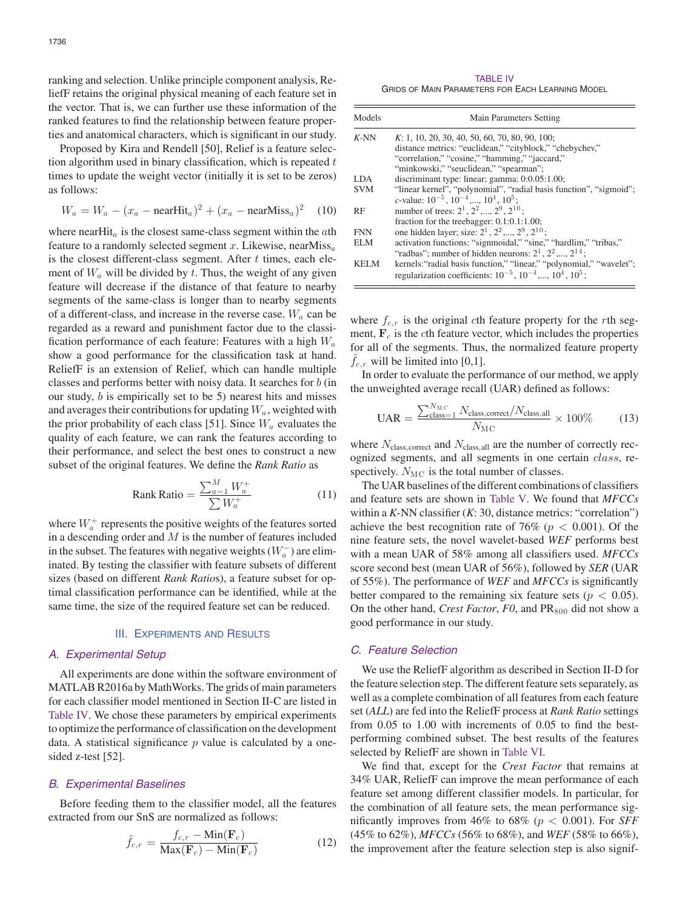ranking and selection. Unlike principle component analysis, ReliefF retains the original physical meaning of each feature set in the vector. That is, we can further use these information of the ranked features to find the relationship between feature properties and anatomical characters, which is significant in our study.

Proposed by Kira and Rendell [50], Relief is a feature selection algorithm used in binary classification, which is repeated $t$ times to update the weight vector (initially it is set to be zeros) as follows:

$$W_a = W_a - (x_a - \text{nearHit}_a)^2 + (x_a - \text{nearMiss}_a)^2 \quad (10)$$

where $\text{nearHit}_a$ is the closest same-class segment within the $a$th feature to a randomly selected segment $x$. Likewise, $\text{nearMiss}_a$ is the closest different-class segment. After $t$ times, each element of $W_a$ will be divided by $t$. Thus, the weight of any given feature will decrease if the distance of that feature to nearby segments of the same-class is longer than to nearby segments of a different-class, and increase in the reverse case. $W_a$ can be regarded as a reward and punishment factor due to the classification performance of each feature: Features with a high $W_a$ show a good performance for the classification task at hand. ReliefF is an extension of Relief, which can handle multiple classes and performs better with noisy data. It searches for $b$ (in our study, $b$ is empirically set to be 5) nearest hits and misses and averages their contributions for updating $W_a$, weighted with the prior probability of each class [51]. Since $W_a$ evaluates the quality of each feature, we can rank the features according to their performance, and select the best ones to construct a new subset of the original features. We define the *Rank Ratio* as

$$\text{Rank Ratio} = \frac{\sum_{a=1}^{M} W_a^+}{\sum W_a^+} \quad (11)$$

where $W_a^+$ represents the positive weights of the features sorted in a descending order and $M$ is the number of features included in the subset. The features with negative weights ($W_a^-$) are eliminated. By testing the classifier with feature subsets of different sizes (based on different *Rank Ratio*s), a feature subset for optimal classification performance can be identified, while at the same time, the size of the required feature set can be reduced.

## III. Experiments and Results

### A. Experimental Setup

All experiments are done within the software environment of MATLAB R2016a by MathWorks. The grids of main parameters for each classifier model mentioned in Section II-C are listed in Table IV. We chose these parameters by empirical experiments to optimize the performance of classification on the development data. A statistical significance $p$ value is calculated by a one-sided z-test [52].

### B. Experimental Baselines

Before feeding them to the classifier model, all the features extracted from our SnS are normalized as follows:

$$\hat{f}_{c,r} = \frac{f_{c,r} - \text{Min}(\mathbf{F}_c)}{\text{Max}(\mathbf{F}_c) - \text{Min}(\mathbf{F}_c)} \quad (12)$$

TABLE IV
Grids of Main Parameters for Each Learning Model

| Models | Main Parameters Setting |
|---|---|
| *K*-NN | *K*: 1, 10, 20, 30, 40, 50, 60, 70, 80, 90, 100; distance metrics: "euclidean," "cityblock," "chebychev," "correlation," "cosine," "hamming," "jaccard," "minkowski," "seuclidean," "spearman"; |
| LDA | discriminant type: linear; gamma: 0:0.05:1.00; |
| SVM | "linear kernel", "polynomial", "radial basis function", "sigmoid"; *c*-value: $10^{-5}$, $10^{-4}$,..., $10^{4}$, $10^{5}$; |
| RF | number of trees: $2^1$, $2^2$,..., $2^9$, $2^{10}$; fraction for the treebagger: 0.1:0.1:1.00; |
| FNN | one hidden layer; size: $2^1$, $2^2$,..., $2^9$, $2^{10}$; |
| ELM | activation functions: "signmoidal," "sine," "hardlim," "tribas," "radbas"; number of hidden neurons: $2^1$, $2^2$,..., $2^{14}$; |
| KELM | kernels:"radial basis function," "linear," "polynomial," "wavelet"; regularization coefficients: $10^{-5}$, $10^{-4}$,..., $10^{4}$, $10^{5}$; |

where $f_{c,r}$ is the original $c$th feature property for the $r$th segment, $\mathbf{F}_c$ is the $c$th feature vector, which includes the properties for all of the segments. Thus, the normalized feature property $\hat{f}_{c,r}$ will be limited into [0,1].

In order to evaluate the performance of our method, we apply the unweighted average recall (UAR) defined as follows:

$$\text{UAR} = \frac{\sum_{\text{class}=1}^{N_{\text{MC}}} N_{\text{class,correct}} / N_{\text{class,all}}}{N_{\text{MC}}} \times 100\% \quad (13)$$

where $N_{\text{class,correct}}$ and $N_{\text{class,all}}$ are the number of correctly recognized segments, and all segments in one certain $class$, respectively. $N_{\text{MC}}$ is the total number of classes.

The UAR baselines of the different combinations of classifiers and feature sets are shown in Table V. We found that *MFCCs* within a *K*-NN classifier (*K*: 30, distance metrics: "correlation") achieve the best recognition rate of 76% ($p < 0.001$). Of the nine feature sets, the novel wavelet-based *WEF* performs best with a mean UAR of 58% among all classifiers used. *MFCCs* score second best (mean UAR of 56%), followed by *SER* (UAR of 55%). The performance of *WEF* and *MFCCs* is significantly better compared to the remaining six feature sets ($p < 0.05$). On the other hand, *Crest Factor*, *F0*, and $\text{PR}_{800}$ did not show a good performance in our study.

### C. Feature Selection

We use the ReliefF algorithm as described in Section II-D for the feature selection step. The different feature sets separately, as well as a complete combination of all features from each feature set (*ALL*) are fed into the ReliefF process at *Rank Ratio* settings from 0.05 to 1.00 with increments of 0.05 to find the best-performing combined subset. The best results of the features selected by ReliefF are shown in Table VI.

We find that, except for the *Crest Factor* that remains at 34% UAR, ReliefF can improve the mean performance of each feature set among different classifier models. In particular, for the combination of all feature sets, the mean performance significantly improves from 46% to 68% ($p < 0.001$). For *SFF* (45% to 62%), *MFCCs* (56% to 68%), and *WEF* (58% to 66%), the improvement after the feature selection step is also signif-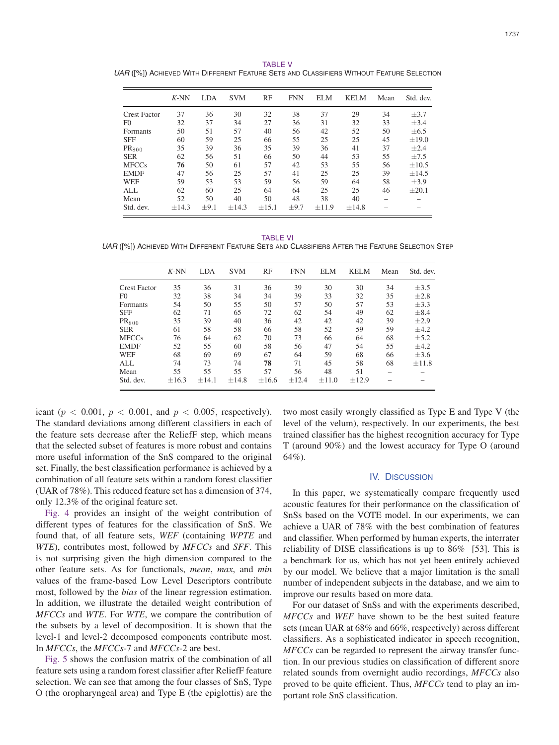TABLE V

*UAR* ([%]) Achieved With Different Feature Sets and Classifiers Without Feature Selection

| | *K*-NN | LDA | SVM | RF | FNN | ELM | KELM | Mean | Std. dev. |
|---|---|---|---|---|---|---|---|---|---|
| Crest Factor | 37 | 36 | 30 | 32 | 38 | 37 | 29 | 34 | ±3.7 |
| F0 | 32 | 37 | 34 | 27 | 36 | 31 | 32 | 33 | ±3.4 |
| Formants | 50 | 51 | 57 | 40 | 56 | 42 | 52 | 50 | ±6.5 |
| SFF | 60 | 59 | 25 | 66 | 55 | 25 | 25 | 45 | ±19.0 |
| $PR_{800}$ | 35 | 39 | 36 | 35 | 39 | 36 | 41 | 37 | ±2.4 |
| SER | 62 | 56 | 51 | 66 | 50 | 44 | 53 | 55 | ±7.5 |
| MFCCs | **76** | 50 | 61 | 57 | 42 | 53 | 55 | 56 | ±10.5 |
| EMDF | 47 | 56 | 25 | 57 | 41 | 25 | 25 | 39 | ±14.5 |
| WEF | 59 | 53 | 53 | 59 | 56 | 59 | 64 | 58 | ±3.9 |
| ALL | 62 | 60 | 25 | 64 | 64 | 25 | 25 | 46 | ±20.1 |
| Mean | 52 | 50 | 40 | 50 | 48 | 38 | 40 | – | – |
| Std. dev. | ±14.3 | ±9.1 | ±14.3 | ±15.1 | ±9.7 | ±11.9 | ±14.8 | – | – |

TABLE VI

*UAR* ([%]) Achieved With Different Feature Sets and Classifiers After the Feature Selection Step

| | *K*-NN | LDA | SVM | RF | FNN | ELM | KELM | Mean | Std. dev. |
|---|---|---|---|---|---|---|---|---|---|
| Crest Factor | 35 | 36 | 31 | 36 | 39 | 30 | 30 | 34 | ±3.5 |
| F0 | 32 | 38 | 34 | 34 | 39 | 33 | 32 | 35 | ±2.8 |
| Formants | 54 | 50 | 55 | 50 | 57 | 50 | 57 | 53 | ±3.3 |
| SFF | 62 | 71 | 65 | 72 | 62 | 54 | 49 | 62 | ±8.4 |
| $PR_{800}$ | 35 | 39 | 40 | 36 | 42 | 42 | 42 | 39 | ±2.9 |
| SER | 61 | 58 | 58 | 66 | 58 | 52 | 59 | 59 | ±4.2 |
| MFCCs | 76 | 64 | 62 | 70 | 73 | 66 | 64 | 68 | ±5.2 |
| EMDF | 52 | 55 | 60 | 58 | 56 | 47 | 54 | 55 | ±4.2 |
| WEF | 68 | 69 | 69 | 67 | 64 | 59 | 68 | 66 | ±3.6 |
| ALL | 74 | 73 | 74 | **78** | 71 | 45 | 58 | 68 | ±11.8 |
| Mean | 55 | 55 | 55 | 57 | 56 | 48 | 51 | – | – |
| Std. dev. | ±16.3 | ±14.1 | ±14.8 | ±16.6 | ±12.4 | ±11.0 | ±12.9 | – | – |

icant ($p < 0.001$, $p < 0.001$, and $p < 0.005$, respectively). The standard deviations among different classifiers in each of the feature sets decrease after the ReliefF step, which means that the selected subset of features is more robust and contains more useful information of the SnS compared to the original set. Finally, the best classification performance is achieved by a combination of all feature sets within a random forest classifier (UAR of 78%). This reduced feature set has a dimension of 374, only 12.3% of the original feature set.

Fig. 4 provides an insight of the weight contribution of different types of features for the classification of SnS. We found that, of all feature sets, *WEF* (containing *WPTE* and *WTE*), contributes most, followed by *MFCCs* and *SFF*. This is not surprising given the high dimension compared to the other feature sets. As for functionals, *mean*, *max*, and *min* values of the frame-based Low Level Descriptors contribute most, followed by the *bias* of the linear regression estimation. In addition, we illustrate the detailed weight contribution of *MFCCs* and *WTE*. For *WTE*, we compare the contribution of the subsets by a level of decomposition. It is shown that the level-1 and level-2 decomposed components contribute most. In *MFCCs*, the *MFCCs*-7 and *MFCCs*-2 are best.

Fig. 5 shows the confusion matrix of the combination of all feature sets using a random forest classifier after ReliefF feature selection. We can see that among the four classes of SnS, Type O (the oropharyngeal area) and Type E (the epiglottis) are the two most easily wrongly classified as Type E and Type V (the level of the velum), respectively. In our experiments, the best trained classifier has the highest recognition accuracy for Type T (around 90%) and the lowest accuracy for Type O (around 64%).

## IV. Discussion

In this paper, we systematically compare frequently used acoustic features for their performance on the classification of SnSs based on the VOTE model. In our experiments, we can achieve a UAR of 78% with the best combination of features and classifier. When performed by human experts, the interrater reliability of DISE classifications is up to 86% [53]. This is a benchmark for us, which has not yet been entirely achieved by our model. We believe that a major limitation is the small number of independent subjects in the database, and we aim to improve our results based on more data.

For our dataset of SnSs and with the experiments described, *MFCCs* and *WEF* have shown to be the best suited feature sets (mean UAR at 68% and 66%, respectively) across different classifiers. As a sophisticated indicator in speech recognition, *MFCCs* can be regarded to represent the airway transfer function. In our previous studies on classification of different snore related sounds from overnight audio recordings, *MFCCs* also proved to be quite efficient. Thus, *MFCCs* tend to play an important role SnS classification.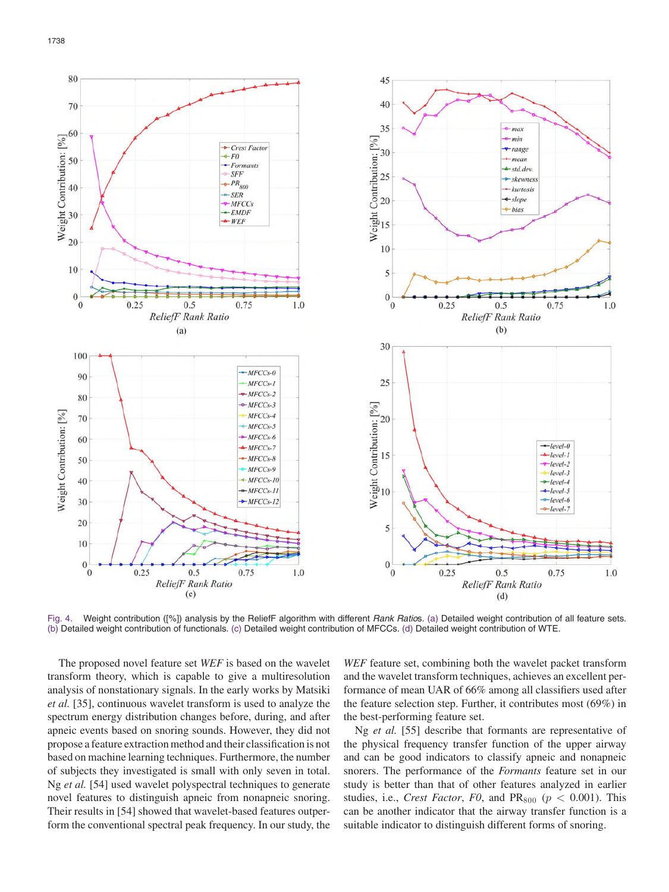Fig. 4. Weight contribution ([%]) analysis by the ReliefF algorithm with different *Rank Ratio*s. (a) Detailed weight contribution of all feature sets. (b) Detailed weight contribution of functionals. (c) Detailed weight contribution of MFCCs. (d) Detailed weight contribution of WTE.

The proposed novel feature set *WEF* is based on the wavelet transform theory, which is capable to give a multiresolution analysis of nonstationary signals. In the early works by Matsiki *et al.* [35], continuous wavelet transform is used to analyze the spectrum energy distribution changes before, during, and after apneic events based on snoring sounds. However, they did not propose a feature extraction method and their classification is not based on machine learning techniques. Furthermore, the number of subjects they investigated is small with only seven in total. Ng *et al.* [54] used wavelet polyspectral techniques to generate novel features to distinguish apneic from nonapneic snoring. Their results in [54] showed that wavelet-based features outperform the conventional spectral peak frequency. In our study, the *WEF* feature set, combining both the wavelet packet transform and the wavelet transform techniques, achieves an excellent performance of mean UAR of 66% among all classifiers used after the feature selection step. Further, it contributes most (69%) in the best-performing feature set.

Ng *et al.* [55] describe that formants are representative of the physical frequency transfer function of the upper airway and can be good indicators to classify apneic and nonapneic snorers. The performance of the *Formants* feature set in our study is better than that of other features analyzed in earlier studies, i.e., *Crest Factor*, *F0*, and $\mathrm{PR}_{800}$ ($p < 0.001$). This can be another indicator that the airway transfer function is a suitable indicator to distinguish different forms of snoring.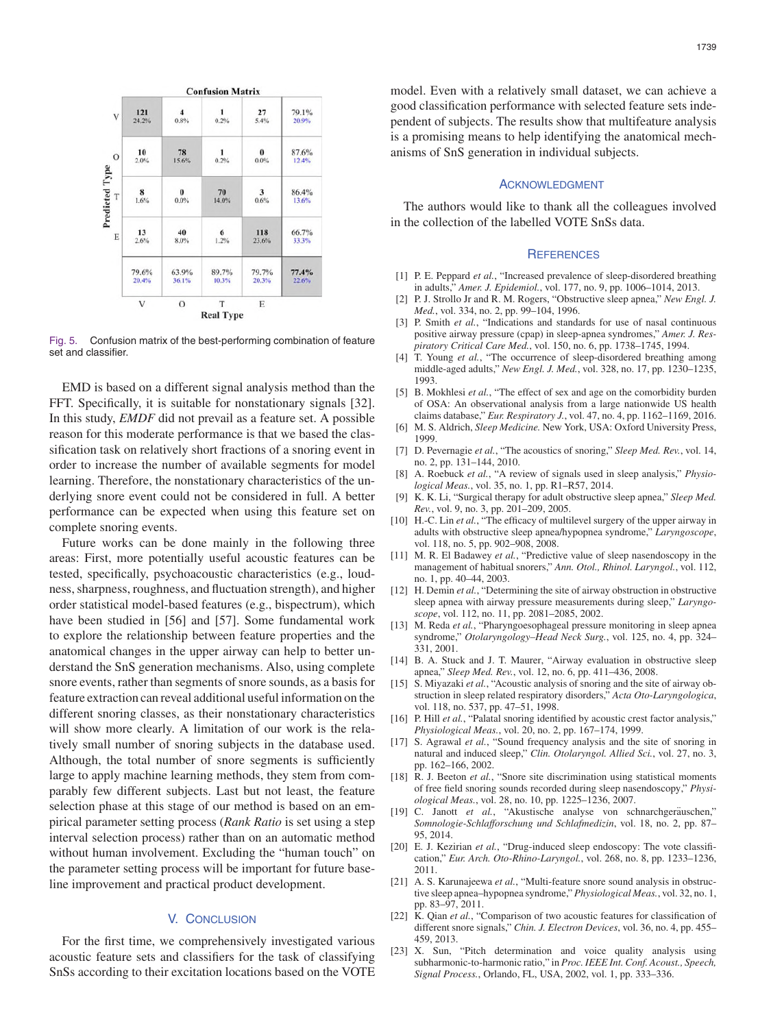**Confusion Matrix**

| Predicted Type \ Real Type | V | O | T | E | |
|---|---|---|---|---|---|
| V | 121 24.2% | 4 0.8% | 1 0.2% | 27 5.4% | 79.1% 20.9% |
| O | 10 2.0% | 78 15.6% | 1 0.2% | 0 0.0% | 87.6% 12.4% |
| T | 8 1.6% | 0 0.0% | 70 14.0% | 3 0.6% | 86.4% 13.6% |
| E | 13 2.6% | 40 8.0% | 6 1.2% | 118 23.6% | 66.7% 33.3% |
| | 79.6% 20.4% | 63.9% 36.1% | 89.7% 10.3% | 79.7% 20.3% | **77.4%** 22.6% |

Fig. 5. Confusion matrix of the best-performing combination of feature set and classifier.

EMD is based on a different signal analysis method than the FFT. Specifically, it is suitable for nonstationary signals [32]. In this study, *EMDF* did not prevail as a feature set. A possible reason for this moderate performance is that we based the classification task on relatively short fractions of a snoring event in order to increase the number of available segments for model learning. Therefore, the nonstationary characteristics of the underlying snore event could not be considered in full. A better performance can be expected when using this feature set on complete snoring events.

Future works can be done mainly in the following three areas: First, more potentially useful acoustic features can be tested, specifically, psychoacoustic characteristics (e.g., loudness, sharpness, roughness, and fluctuation strength), and higher order statistical model-based features (e.g., bispectrum), which have been studied in [56] and [57]. Some fundamental work to explore the relationship between feature properties and the anatomical changes in the upper airway can help to better understand the SnS generation mechanisms. Also, using complete snore events, rather than segments of snore sounds, as a basis for feature extraction can reveal additional useful information on the different snoring classes, as their nonstationary characteristics will show more clearly. A limitation of our work is the relatively small number of snoring subjects in the database used. Although, the total number of snore segments is sufficiently large to apply machine learning methods, they stem from comparably few different subjects. Last but not least, the feature selection phase at this stage of our method is based on an empirical parameter setting process (*Rank Ratio* is set using a step interval selection process) rather than on an automatic method without human involvement. Excluding the "human touch" on the parameter setting process will be important for future baseline improvement and practical product development.

## V. Conclusion

For the first time, we comprehensively investigated various acoustic feature sets and classifiers for the task of classifying SnSs according to their excitation locations based on the VOTE model. Even with a relatively small dataset, we can achieve a good classification performance with selected feature sets independent of subjects. The results show that multifeature analysis is a promising means to help identifying the anatomical mechanisms of SnS generation in individual subjects.

## Acknowledgment

The authors would like to thank all the colleagues involved in the collection of the labelled VOTE SnSs data.

## References

[1] P. E. Peppard *et al.*, "Increased prevalence of sleep-disordered breathing in adults," *Amer. J. Epidemiol.*, vol. 177, no. 9, pp. 1006–1014, 2013.

[2] P. J. Strollo Jr and R. M. Rogers, "Obstructive sleep apnea," *New Engl. J. Med.*, vol. 334, no. 2, pp. 99–104, 1996.

[3] P. Smith *et al.*, "Indications and standards for use of nasal continuous positive airway pressure (cpap) in sleep-apnea syndromes," *Amer. J. Respiratory Critical Care Med.*, vol. 150, no. 6, pp. 1738–1745, 1994.

[4] T. Young *et al.*, "The occurrence of sleep-disordered breathing among middle-aged adults," *New Engl. J. Med.*, vol. 328, no. 17, pp. 1230–1235, 1993.

[5] B. Mokhlesi *et al.*, "The effect of sex and age on the comorbidity burden of OSA: An observational analysis from a large nationwide US health claims database," *Eur. Respiratory J.*, vol. 47, no. 4, pp. 1162–1169, 2016.

[6] M. S. Aldrich, *Sleep Medicine.* New York, USA: Oxford University Press, 1999.

[7] D. Pevernagie *et al.*, "The acoustics of snoring," *Sleep Med. Rev.*, vol. 14, no. 2, pp. 131–144, 2010.

[8] A. Roebuck *et al.*, "A review of signals used in sleep analysis," *Physiological Meas.*, vol. 35, no. 1, pp. R1–R57, 2014.

[9] K. K. Li, "Surgical therapy for adult obstructive sleep apnea," *Sleep Med. Rev.*, vol. 9, no. 3, pp. 201–209, 2005.

[10] H.-C. Lin *et al.*, "The efficacy of multilevel surgery of the upper airway in adults with obstructive sleep apnea/hypopnea syndrome," *Laryngoscope*, vol. 118, no. 5, pp. 902–908, 2008.

[11] M. R. El Badawey *et al.*, "Predictive value of sleep nasendoscopy in the management of habitual snorers," *Ann. Otol., Rhinol. Laryngol.*, vol. 112, no. 1, pp. 40–44, 2003.

[12] H. Demin *et al.*, "Determining the site of airway obstruction in obstructive sleep apnea with airway pressure measurements during sleep," *Laryngoscope*, vol. 112, no. 11, pp. 2081–2085, 2002.

[13] M. Reda *et al.*, "Pharyngoesophageal pressure monitoring in sleep apnea syndrome," *Otolaryngology–Head Neck Surg.*, vol. 125, no. 4, pp. 324–331, 2001.

[14] B. A. Stuck and J. T. Maurer, "Airway evaluation in obstructive sleep apnea," *Sleep Med. Rev.*, vol. 12, no. 6, pp. 411–436, 2008.

[15] S. Miyazaki *et al.*, "Acoustic analysis of snoring and the site of airway obstruction in sleep related respiratory disorders," *Acta Oto-Laryngologica*, vol. 118, no. 537, pp. 47–51, 1998.

[16] P. Hill *et al.*, "Palatal snoring identified by acoustic crest factor analysis," *Physiological Meas.*, vol. 20, no. 2, pp. 167–174, 1999.

[17] S. Agrawal *et al.*, "Sound frequency analysis and the site of snoring in natural and induced sleep," *Clin. Otolaryngol. Allied Sci.*, vol. 27, no. 3, pp. 162–166, 2002.

[18] R. J. Beeton *et al.*, "Snore site discrimination using statistical moments of free field snoring sounds recorded during sleep nasendoscopy," *Physiological Meas.*, vol. 28, no. 10, pp. 1225–1236, 2007.

[19] C. Janott *et al.*, "Akustische analyse von schnarchgeräuschen," *Somnologie-Schlafforschung und Schlafmedizin*, vol. 18, no. 2, pp. 87–95, 2014.

[20] E. J. Kezirian *et al.*, "Drug-induced sleep endoscopy: The vote classification," *Eur. Arch. Oto-Rhino-Laryngol.*, vol. 268, no. 8, pp. 1233–1236, 2011.

[21] A. S. Karunajeewa *et al.*, "Multi-feature snore sound analysis in obstructive sleep apnea–hypopnea syndrome," *Physiological Meas.*, vol. 32, no. 1, pp. 83–97, 2011.

[22] K. Qian *et al.*, "Comparison of two acoustic features for classification of different snore signals," *Chin. J. Electron Devices*, vol. 36, no. 4, pp. 455–459, 2013.

[23] X. Sun, "Pitch determination and voice quality analysis using subharmonic-to-harmonic ratio," in *Proc. IEEE Int. Conf. Acoust., Speech, Signal Process.*, Orlando, FL, USA, 2002, vol. 1, pp. 333–336.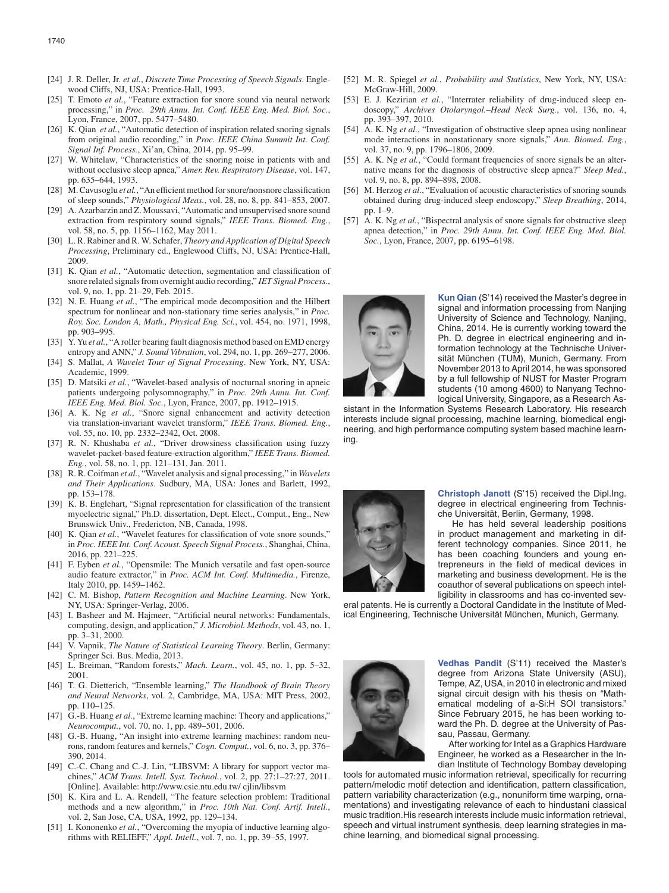[24] J. R. Deller, Jr. *et al.*, *Discrete Time Processing of Speech Signals*. Englewood Cliffs, NJ, USA: Prentice-Hall, 1993.

[25] T. Emoto *et al.*, "Feature extraction for snore sound via neural network processing," in *Proc. 29th Annu. Int. Conf. IEEE Eng. Med. Biol. Soc.*, Lyon, France, 2007, pp. 5477–5480.

[26] K. Qian *et al.*, "Automatic detection of inspiration related snoring signals from original audio recording," in *Proc. IEEE China Summit Int. Conf. Signal Inf. Process.*, Xi'an, China, 2014, pp. 95–99.

[27] W. Whitelaw, "Characteristics of the snoring noise in patients with and without occlusive sleep apnea," *Amer. Rev. Respiratory Disease*, vol. 147, pp. 635–644, 1993.

[28] M. Cavusoglu *et al.*, "An efficient method for snore/nonsnore classification of sleep sounds," *Physiological Meas.*, vol. 28, no. 8, pp. 841–853, 2007.

[29] A. Azarbarzin and Z. Moussavi, "Automatic and unsupervised snore sound extraction from respiratory sound signals," *IEEE Trans. Biomed. Eng.*, vol. 58, no. 5, pp. 1156–1162, May 2011.

[30] L. R. Rabiner and R. W. Schafer, *Theory and Application of Digital Speech Processing*, Preliminary ed., Englewood Cliffs, NJ, USA: Prentice-Hall, 2009.

[31] K. Qian *et al.*, "Automatic detection, segmentation and classification of snore related signals from overnight audio recording," *IET Signal Process.*, vol. 9, no. 1, pp. 21–29, Feb. 2015.

[32] N. E. Huang *et al.*, "The empirical mode decomposition and the Hilbert spectrum for nonlinear and non-stationary time series analysis," in *Proc. Roy. Soc. London A, Math., Physical Eng. Sci.*, vol. 454, no. 1971, 1998, pp. 903–995.

[33] Y. Yu *et al.*, "A roller bearing fault diagnosis method based on EMD energy entropy and ANN," *J. Sound Vibration*, vol. 294, no. 1, pp. 269–277, 2006.

[34] S. Mallat, *A Wavelet Tour of Signal Processing*. New York, NY, USA: Academic, 1999.

[35] D. Matsiki *et al.*, "Wavelet-based analysis of nocturnal snoring in apneic patients undergoing polysomnography," in *Proc. 29th Annu. Int. Conf. IEEE Eng. Med. Biol. Soc.*, Lyon, France, 2007, pp. 1912–1915.

[36] A. K. Ng *et al.*, "Snore signal enhancement and activity detection via translation-invariant wavelet transform," *IEEE Trans. Biomed. Eng.*, vol. 55, no. 10, pp. 2332–2342, Oct. 2008.

[37] R. N. Khushaba *et al.*, "Driver drowsiness classification using fuzzy wavelet-packet-based feature-extraction algorithm," *IEEE Trans. Biomed. Eng.*, vol. 58, no. 1, pp. 121–131, Jan. 2011.

[38] R. R. Coifman *et al.*, "Wavelet analysis and signal processing," in *Wavelets and Their Applications*. Sudbury, MA, USA: Jones and Barlett, 1992, pp. 153–178.

[39] K. B. Englehart, "Signal representation for classification of the transient myoelectric signal," Ph.D. dissertation, Dept. Elect., Comput., Eng., New Brunswick Univ., Fredericton, NB, Canada, 1998.

[40] K. Qian *et al.*, "Wavelet features for classification of vote snore sounds," in *Proc. IEEE Int. Conf. Acoust. Speech Signal Process.*, Shanghai, China, 2016, pp. 221–225.

[41] F. Eyben *et al.*, "Opensmile: The Munich versatile and fast open-source audio feature extractor," in *Proc. ACM Int. Conf. Multimedia.*, Firenze, Italy 2010, pp. 1459–1462.

[42] C. M. Bishop, *Pattern Recognition and Machine Learning*. New York, NY, USA: Springer-Verlag, 2006.

[43] I. Basheer and M. Hajmeer, "Artificial neural networks: Fundamentals, computing, design, and application," *J. Microbiol. Methods*, vol. 43, no. 1, pp. 3–31, 2000.

[44] V. Vapnik, *The Nature of Statistical Learning Theory*. Berlin, Germany: Springer Sci. Bus. Media, 2013.

[45] L. Breiman, "Random forests," *Mach. Learn.*, vol. 45, no. 1, pp. 5–32, 2001.

[46] T. G. Dietterich, "Ensemble learning," *The Handbook of Brain Theory and Neural Networks*, vol. 2, Cambridge, MA, USA: MIT Press, 2002, pp. 110–125.

[47] G.-B. Huang *et al.*, "Extreme learning machine: Theory and applications," *Neurocomput.*, vol. 70, no. 1, pp. 489–501, 2006.

[48] G.-B. Huang, "An insight into extreme learning machines: random neurons, random features and kernels," *Cogn. Comput.*, vol. 6, no. 3, pp. 376–390, 2014.

[49] C.-C. Chang and C.-J. Lin, "LIBSVM: A library for support vector machines," *ACM Trans. Intell. Syst. Technol.*, vol. 2, pp. 27:1–27:27, 2011. [Online]. Available: http://www.csie.ntu.edu.tw/ cjlin/libsvm

[50] K. Kira and L. A. Rendell, "The feature selection problem: Traditional methods and a new algorithm," in *Proc. 10th Nat. Conf. Artif. Intell.*, vol. 2, San Jose, CA, USA, 1992, pp. 129–134.

[51] I. Kononenko *et al.*, "Overcoming the myopia of inductive learning algorithms with RELIEFF," *Appl. Intell.*, vol. 7, no. 1, pp. 39–55, 1997.

[52] M. R. Spiegel *et al.*, *Probability and Statistics*, New York, NY, USA: McGraw-Hill, 2009.

[53] E. J. Kezirian *et al.*, "Interrater reliability of drug-induced sleep endoscopy," *Archives Otolaryngol.–Head Neck Surg.*, vol. 136, no. 4, pp. 393–397, 2010.

[54] A. K. Ng *et al.*, "Investigation of obstructive sleep apnea using nonlinear mode interactions in nonstationary snore signals," *Ann. Biomed. Eng.*, vol. 37, no. 9, pp. 1796–1806, 2009.

[55] A. K. Ng *et al.*, "Could formant frequencies of snore signals be an alternative means for the diagnosis of obstructive sleep apnea?" *Sleep Med.*, vol. 9, no. 8, pp. 894–898, 2008.

[56] M. Herzog *et al.*, "Evaluation of acoustic characteristics of snoring sounds obtained during drug-induced sleep endoscopy," *Sleep Breathing*, 2014, pp. 1–9.

[57] A. K. Ng *et al.*, "Bispectral analysis of snore signals for obstructive sleep apnea detection," in *Proc. 29th Annu. Int. Conf. IEEE Eng. Med. Biol. Soc.*, Lyon, France, 2007, pp. 6195–6198.

**Kun Qian** (S'14) received the Master's degree in signal and information processing from Nanjing University of Science and Technology, Nanjing, China, 2014. He is currently working toward the Ph. D. degree in electrical engineering and information technology at the Technische Universität München (TUM), Munich, Germany. From November 2013 to April 2014, he was sponsored by a full fellowship of NUST for Master Program students (10 among 4600) to Nanyang Technological University, Singapore, as a Research Assistant in the Information Systems Research Laboratory. His research interests include signal processing, machine learning, biomedical engineering, and high performance computing system based machine learning.

**Christoph Janott** (S'15) received the Dipl.Ing. degree in electrical engineering from Technische Universität, Berlin, Germany, 1998.

He has held several leadership positions in product management and marketing in different technology companies. Since 2011, he has been coaching founders and young entrepreneurs in the field of medical devices in marketing and business development. He is the coauthor of several publications on speech intelligibility in classrooms and has co-invented several patents. He is currently a Doctoral Candidate in the Institute of Medical Engineering, Technische Universität München, Munich, Germany.

**Vedhas Pandit** (S'11) received the Master's degree from Arizona State University (ASU), Tempe, AZ, USA, in 2010 in electronic and mixed signal circuit design with his thesis on "Mathematical modeling of a-Si:H SOI transistors." Since February 2015, he has been working toward the Ph. D. degree at the University of Passau, Passau, Germany.

After working for Intel as a Graphics Hardware Engineer, he worked as a Researcher in the Indian Institute of Technology Bombay developing tools for automated music information retrieval, specifically for recurring pattern/melodic motif detection and identification, pattern classification, pattern variability characterization (e.g., nonuniform time warping, ornamentations) and investigating relevance of each to hindustani classical music tradition.His research interests include music information retrieval, speech and virtual instrument synthesis, deep learning strategies in machine learning, and biomedical signal processing.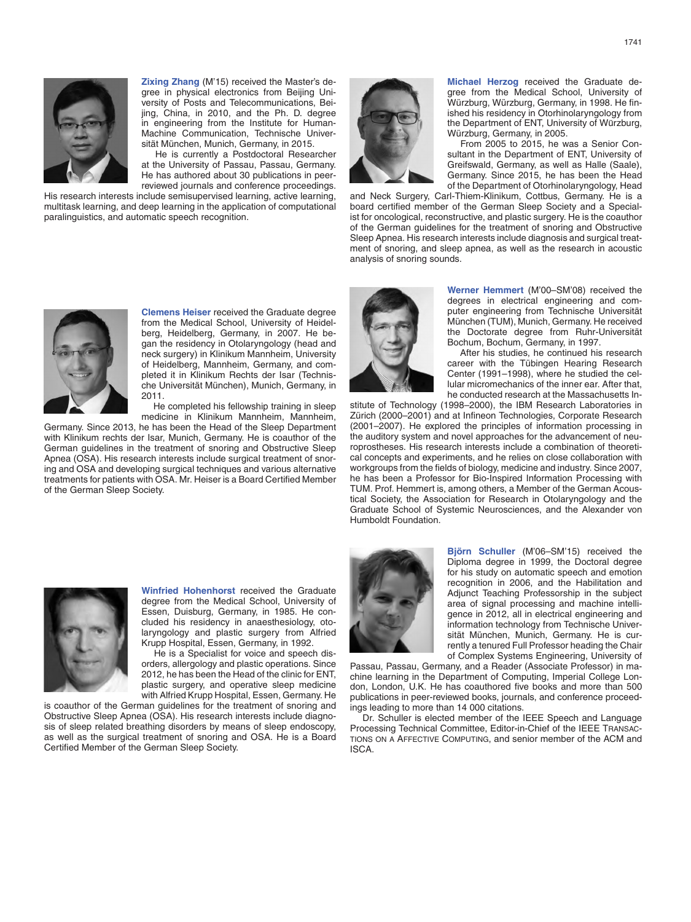**Zixing Zhang** (M'15) received the Master's degree in physical electronics from Beijing University of Posts and Telecommunications, Beijing, China, in 2010, and the Ph. D. degree in engineering from the Institute for Human-Machine Communication, Technische Universität München, Munich, Germany, in 2015.

He is currently a Postdoctoral Researcher at the University of Passau, Passau, Germany. He has authored about 30 publications in peer-reviewed journals and conference proceedings. His research interests include semisupervised learning, active learning, multitask learning, and deep learning in the application of computational paralinguistics, and automatic speech recognition.

**Clemens Heiser** received the Graduate degree from the Medical School, University of Heidelberg, Heidelberg, Germany, in 2007. He began the residency in Otolaryngology (head and neck surgery) in Klinikum Mannheim, University of Heidelberg, Mannheim, Germany, and completed it in Klinikum Rechts der Isar (Technische Universität München), Munich, Germany, in 2011.

He completed his fellowship training in sleep medicine in Klinikum Mannheim, Mannheim, Germany. Since 2013, he has been the Head of the Sleep Department with Klinikum rechts der Isar, Munich, Germany. He is coauthor of the German guidelines in the treatment of snoring and Obstructive Sleep Apnea (OSA). His research interests include surgical treatment of snoring and OSA and developing surgical techniques and various alternative treatments for patients with OSA. Mr. Heiser is a Board Certified Member of the German Sleep Society.

**Winfried Hohenhorst** received the Graduate degree from the Medical School, University of Essen, Duisburg, Germany, in 1985. He concluded his residency in anaesthesiology, otolaryngology and plastic surgery from Alfried Krupp Hospital, Essen, Germany, in 1992.

He is a Specialist for voice and speech disorders, allergology and plastic operations. Since 2012, he has been the Head of the clinic for ENT, plastic surgery, and operative sleep medicine with Alfried Krupp Hospital, Essen, Germany. He is coauthor of the German guidelines for the treatment of snoring and Obstructive Sleep Apnea (OSA). His research interests include diagnosis of sleep related breathing disorders by means of sleep endoscopy, as well as the surgical treatment of snoring and OSA. He is a Board Certified Member of the German Sleep Society.

**Michael Herzog** received the Graduate degree from the Medical School, University of Würzburg, Würzburg, Germany, in 1998. He finished his residency in Otorhinolaryngology from the Department of ENT, University of Würzburg, Würzburg, Germany, in 2005.

From 2005 to 2015, he was a Senior Consultant in the Department of ENT, University of Greifswald, Germany, as well as Halle (Saale), Germany. Since 2015, he has been the Head of the Department of Otorhinolaryngology, Head and Neck Surgery, Carl-Thiem-Klinikum, Cottbus, Germany. He is a board certified member of the German Sleep Society and a Specialist for oncological, reconstructive, and plastic surgery. He is the coauthor of the German guidelines for the treatment of snoring and Obstructive Sleep Apnea. His research interests include diagnosis and surgical treatment of snoring, and sleep apnea, as well as the research in acoustic analysis of snoring sounds.

**Werner Hemmert** (M'00–SM'08) received the degrees in electrical engineering and computer engineering from Technische Universität München (TUM), Munich, Germany. He received the Doctorate degree from Ruhr-Universität Bochum, Bochum, Germany, in 1997.

After his studies, he continued his research career with the Tübingen Hearing Research Center (1991–1998), where he studied the cellular micromechanics of the inner ear. After that, he conducted research at the Massachusetts Institute of Technology (1998–2000), the IBM Research Laboratories in Zürich (2000–2001) and at Infineon Technologies, Corporate Research (2001–2007). He explored the principles of information processing in the auditory system and novel approaches for the advancement of neuroprostheses. His research interests include a combination of theoretical concepts and experiments, and he relies on close collaboration with workgroups from the fields of biology, medicine and industry. Since 2007, he has been a Professor for Bio-Inspired Information Processing with TUM. Prof. Hemmert is, among others, a Member of the German Acoustical Society, the Association for Research in Otolaryngology and the Graduate School of Systemic Neurosciences, and the Alexander von Humboldt Foundation.

**Björn Schuller** (M'06–SM'15) received the Diploma degree in 1999, the Doctoral degree for his study on automatic speech and emotion recognition in 2006, and the Habilitation and Adjunct Teaching Professorship in the subject area of signal processing and machine intelligence in 2012, all in electrical engineering and information technology from Technische Universität München, Munich, Germany. He is currently a tenured Full Professor heading the Chair of Complex Systems Engineering, University of Passau, Passau, Germany, and a Reader (Associate Professor) in machine learning in the Department of Computing, Imperial College London, London, U.K. He has coauthored five books and more than 500 publications in peer-reviewed books, journals, and conference proceedings leading to more than 14 000 citations.

Dr. Schuller is elected member of the IEEE Speech and Language Processing Technical Committee, Editor-in-Chief of the IEEE Transactions on Affective Computing, and senior member of the ACM and ISCA.